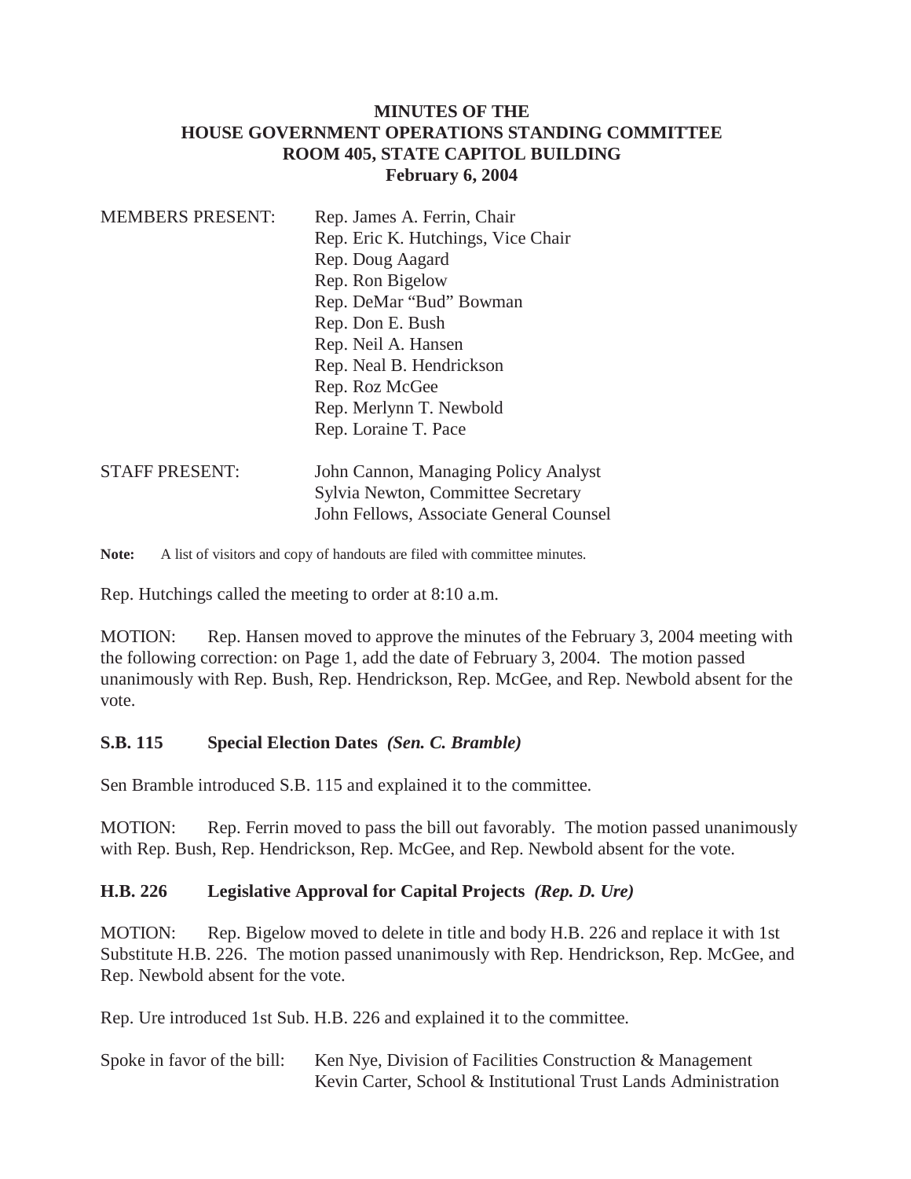# MINUTES OF THE
# HOUSE GOVERNMENT OPERATIONS STANDING COMMITTEE
## ROOM 405, STATE CAPITOL BUILDING
## February 6, 2004

| | |
|---|---|
| MEMBERS PRESENT: | Rep. James A. Ferrin, Chair |
| | Rep. Eric K. Hutchings, Vice Chair |
| | Rep. Doug Aagard |
| | Rep. Ron Bigelow |
| | Rep. DeMar "Bud" Bowman |
| | Rep. Don E. Bush |
| | Rep. Neil A. Hansen |
| | Rep. Neal B. Hendrickson |
| | Rep. Roz McGee |
| | Rep. Merlynn T. Newbold |
| | Rep. Loraine T. Pace |
| STAFF PRESENT: | John Cannon, Managing Policy Analyst |
| | Sylvia Newton, Committee Secretary |
| | John Fellows, Associate General Counsel |

**Note:** A list of visitors and copy of handouts are filed with committee minutes.

Rep. Hutchings called the meeting to order at 8:10 a.m.

MOTION: Rep. Hansen moved to approve the minutes of the February 3, 2004 meeting with the following correction: on Page 1, add the date of February 3, 2004. The motion passed unanimously with Rep. Bush, Rep. Hendrickson, Rep. McGee, and Rep. Newbold absent for the vote.

### S.B. 115 Special Election Dates *(Sen. C. Bramble)*

Sen Bramble introduced S.B. 115 and explained it to the committee.

MOTION: Rep. Ferrin moved to pass the bill out favorably. The motion passed unanimously with Rep. Bush, Rep. Hendrickson, Rep. McGee, and Rep. Newbold absent for the vote.

### H.B. 226 Legislative Approval for Capital Projects *(Rep. D. Ure)*

MOTION: Rep. Bigelow moved to delete in title and body H.B. 226 and replace it with 1st Substitute H.B. 226. The motion passed unanimously with Rep. Hendrickson, Rep. McGee, and Rep. Newbold absent for the vote.

Rep. Ure introduced 1st Sub. H.B. 226 and explained it to the committee.

| | |
|---|---|
| Spoke in favor of the bill: | Ken Nye, Division of Facilities Construction & Management |
| | Kevin Carter, School & Institutional Trust Lands Administration |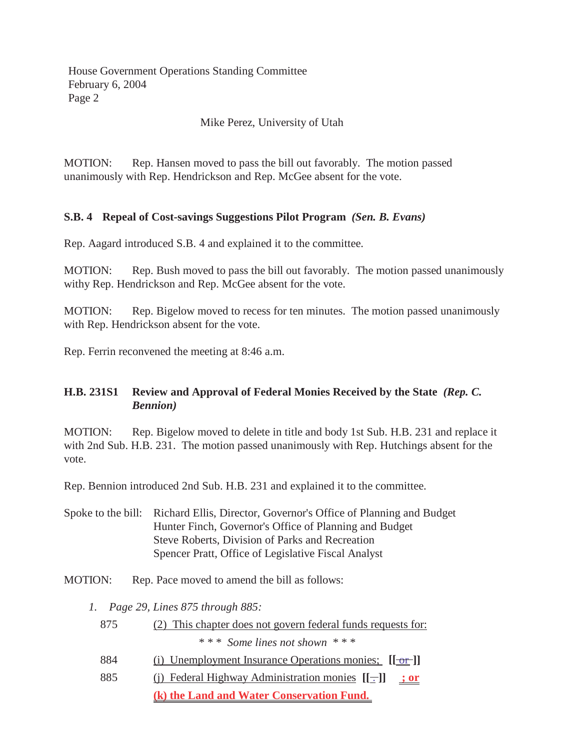Mike Perez, University of Utah

MOTION: Rep. Hansen moved to pass the bill out favorably. The motion passed unanimously with Rep. Hendrickson and Rep. McGee absent for the vote.

**S.B. 4 Repeal of Cost-savings Suggestions Pilot Program** ***(Sen. B. Evans)***

Rep. Aagard introduced S.B. 4 and explained it to the committee.

MOTION: Rep. Bush moved to pass the bill out favorably. The motion passed unanimously withy Rep. Hendrickson and Rep. McGee absent for the vote.

MOTION: Rep. Bigelow moved to recess for ten minutes. The motion passed unanimously with Rep. Hendrickson absent for the vote.

Rep. Ferrin reconvened the meeting at 8:46 a.m.

**H.B. 231S1 Review and Approval of Federal Monies Received by the State** ***(Rep. C. Bennion)***

MOTION: Rep. Bigelow moved to delete in title and body 1st Sub. H.B. 231 and replace it with 2nd Sub. H.B. 231. The motion passed unanimously with Rep. Hutchings absent for the vote.

Rep. Bennion introduced 2nd Sub. H.B. 231 and explained it to the committee.

Spoke to the bill: Richard Ellis, Director, Governor's Office of Planning and Budget
Hunter Finch, Governor's Office of Planning and Budget
Steve Roberts, Division of Parks and Recreation
Spencer Pratt, Office of Legislative Fiscal Analyst

MOTION: Rep. Pace moved to amend the bill as follows:

1. *Page 29, Lines 875 through 885:*

875 (2) This chapter does not govern federal funds requests for:

\* \* \* *Some lines not shown* \* \* \*

884 (i) Unemployment Insurance Operations monies; **[[** ~~or~~ **]]**

885 (j) Federal Highway Administration monies **[[** ~~.~~ **]]** **; or**

**(k) the Land and Water Conservation Fund.**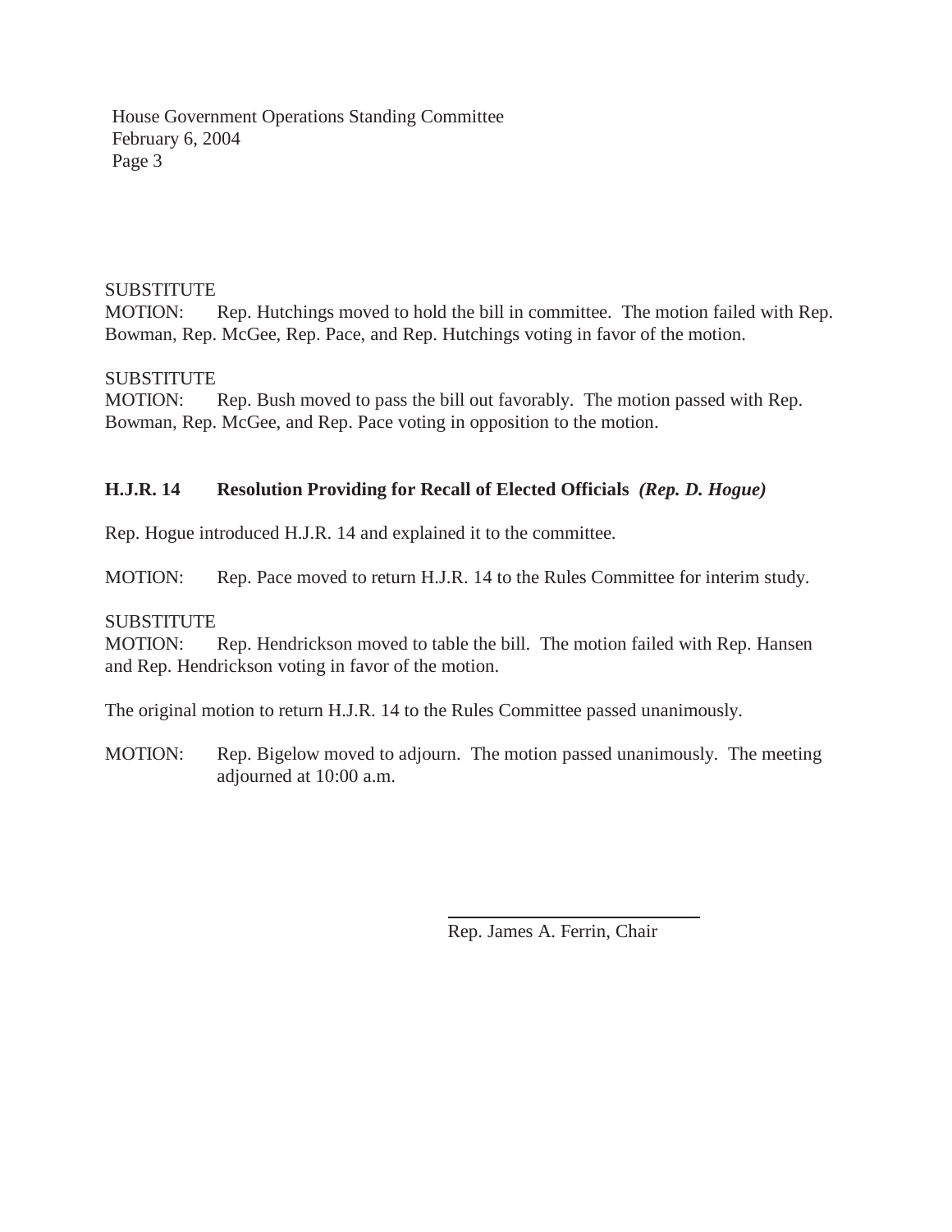SUBSTITUTE
MOTION: Rep. Hutchings moved to hold the bill in committee. The motion failed with Rep. Bowman, Rep. McGee, Rep. Pace, and Rep. Hutchings voting in favor of the motion.

SUBSTITUTE
MOTION: Rep. Bush moved to pass the bill out favorably. The motion passed with Rep. Bowman, Rep. McGee, and Rep. Pace voting in opposition to the motion.

**H.J.R. 14 Resolution Providing for Recall of Elected Officials** ***(Rep. D. Hogue)***

Rep. Hogue introduced H.J.R. 14 and explained it to the committee.

MOTION: Rep. Pace moved to return H.J.R. 14 to the Rules Committee for interim study.

SUBSTITUTE
MOTION: Rep. Hendrickson moved to table the bill. The motion failed with Rep. Hansen and Rep. Hendrickson voting in favor of the motion.

The original motion to return H.J.R. 14 to the Rules Committee passed unanimously.

MOTION: Rep. Bigelow moved to adjourn. The motion passed unanimously. The meeting adjourned at 10:00 a.m.

Rep. James A. Ferrin, Chair